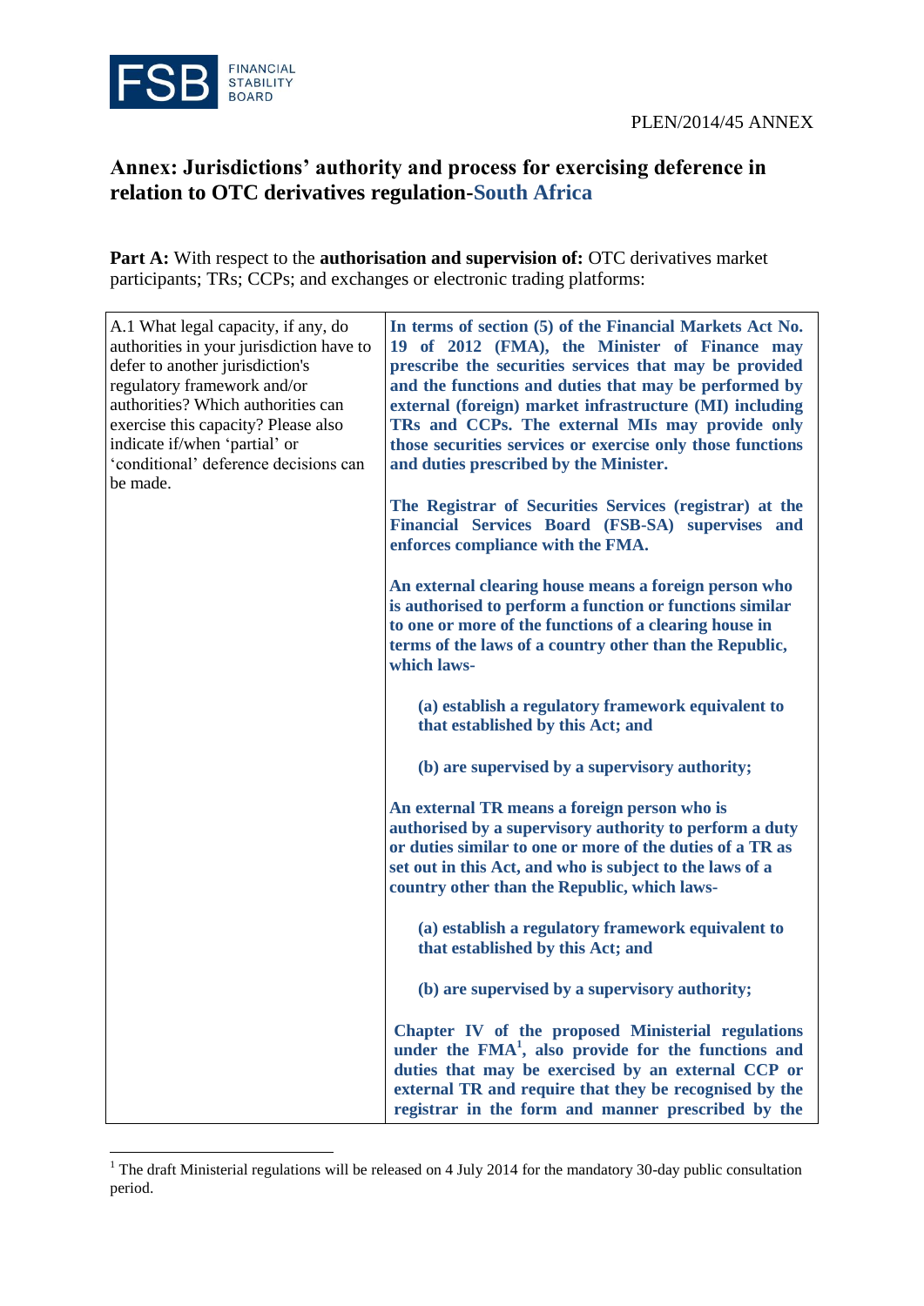PLEN/2014/45 ANNEX

# Annex: Jurisdictions' authority and process for exercising deference in relation to OTC derivatives regulation-South Africa

**Part A:** With respect to the **authorisation and supervision of:** OTC derivatives market participants; TRs; CCPs; and exchanges or electronic trading platforms:

| | |
|---|---|
| A.1 What legal capacity, if any, do authorities in your jurisdiction have to defer to another jurisdiction's regulatory framework and/or authorities? Which authorities can exercise this capacity? Please also indicate if/when 'partial' or 'conditional' deference decisions can be made. | **In terms of section (5) of the Financial Markets Act No. 19 of 2012 (FMA), the Minister of Finance may prescribe the securities services that may be provided and the functions and duties that may be performed by external (foreign) market infrastructure (MI) including TRs and CCPs. The external MIs may provide only those securities services or exercise only those functions and duties prescribed by the Minister.**<br><br>**The Registrar of Securities Services (registrar) at the Financial Services Board (FSB-SA) supervises and enforces compliance with the FMA.**<br><br>**An external clearing house means a foreign person who is authorised to perform a function or functions similar to one or more of the functions of a clearing house in terms of the laws of a country other than the Republic, which laws-**<br><br>**(a) establish a regulatory framework equivalent to that established by this Act; and**<br><br>**(b) are supervised by a supervisory authority;**<br><br>**An external TR means a foreign person who is authorised by a supervisory authority to perform a duty or duties similar to one or more of the duties of a TR as set out in this Act, and who is subject to the laws of a country other than the Republic, which laws-**<br><br>**(a) establish a regulatory framework equivalent to that established by this Act; and**<br><br>**(b) are supervised by a supervisory authority;**<br><br>**Chapter IV of the proposed Ministerial regulations under the FMA[1], also provide for the functions and duties that may be exercised by an external CCP or external TR and require that they be recognised by the registrar in the form and manner prescribed by the** |

[1] The draft Ministerial regulations will be released on 4 July 2014 for the mandatory 30-day public consultation period.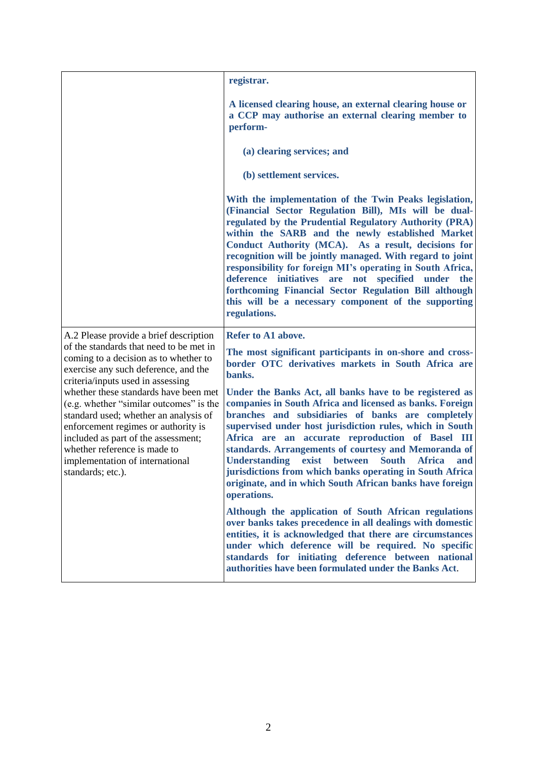| | |
|---|---|
| | **registrar.**<br><br>**A licensed clearing house, an external clearing house or a CCP may authorise an external clearing member to perform-**<br><br>**(a) clearing services; and**<br><br>**(b) settlement services.**<br><br>**With the implementation of the Twin Peaks legislation, (Financial Sector Regulation Bill), MIs will be dual-regulated by the Prudential Regulatory Authority (PRA) within the SARB and the newly established Market Conduct Authority (MCA). As a result, decisions for recognition will be jointly managed. With regard to joint responsibility for foreign MI's operating in South Africa, deference initiatives are not specified under the forthcoming Financial Sector Regulation Bill although this will be a necessary component of the supporting regulations.** |
| A.2 Please provide a brief description of the standards that need to be met in coming to a decision as to whether to exercise any such deference, and the criteria/inputs used in assessing whether these standards have been met (e.g. whether "similar outcomes" is the standard used; whether an analysis of enforcement regimes or authority is included as part of the assessment; whether reference is made to implementation of international standards; etc.). | **Refer to A1 above.**<br><br>**The most significant participants in on-shore and cross-border OTC derivatives markets in South Africa are banks.**<br><br>**Under the Banks Act, all banks have to be registered as companies in South Africa and licensed as banks. Foreign branches and subsidiaries of banks are completely supervised under host jurisdiction rules, which in South Africa are an accurate reproduction of Basel III standards. Arrangements of courtesy and Memoranda of Understanding exist between South Africa and jurisdictions from which banks operating in South Africa originate, and in which South African banks have foreign operations.**<br><br>**Although the application of South African regulations over banks takes precedence in all dealings with domestic entities, it is acknowledged that there are circumstances under which deference will be required. No specific standards for initiating deference between national authorities have been formulated under the Banks Act.** |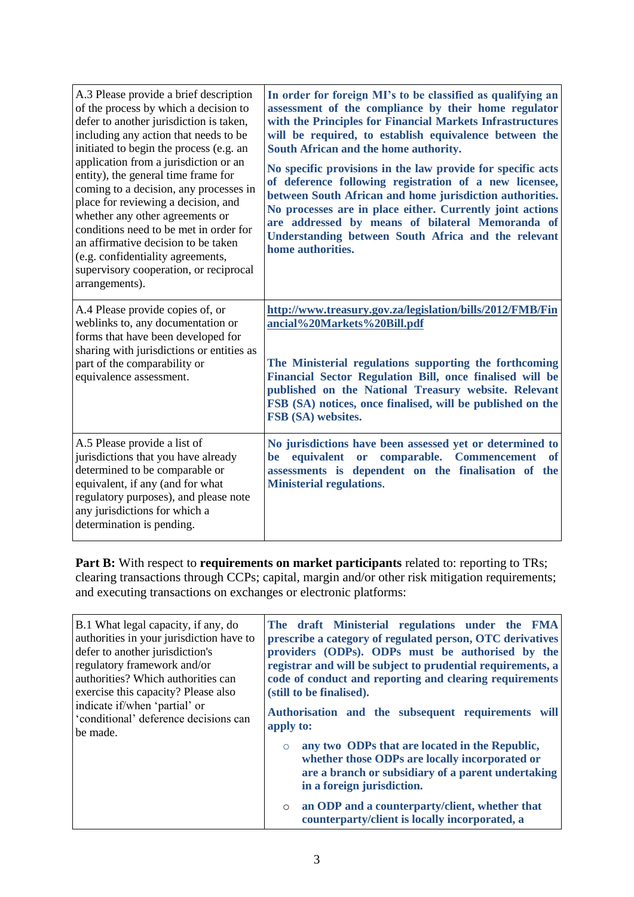| | |
|---|---|
| A.3 Please provide a brief description of the process by which a decision to defer to another jurisdiction is taken, including any action that needs to be initiated to begin the process (e.g. an application from a jurisdiction or an entity), the general time frame for coming to a decision, any processes in place for reviewing a decision, and whether any other agreements or conditions need to be met in order for an affirmative decision to be taken (e.g. confidentiality agreements, supervisory cooperation, or reciprocal arrangements). | **In order for foreign MI's to be classified as qualifying an assessment of the compliance by their home regulator with the Principles for Financial Markets Infrastructures will be required, to establish equivalence between the South African and the home authority.**<br><br>**No specific provisions in the law provide for specific acts of deference following registration of a new licensee, between South African and home jurisdiction authorities. No processes are in place either. Currently joint actions are addressed by means of bilateral Memoranda of Understanding between South Africa and the relevant home authorities.** |
| A.4 Please provide copies of, or weblinks to, any documentation or forms that have been developed for sharing with jurisdictions or entities as part of the comparability or equivalence assessment. | **http://www.treasury.gov.za/legislation/bills/2012/FMB/Financial%20Markets%20Bill.pdf**<br><br>**The Ministerial regulations supporting the forthcoming Financial Sector Regulation Bill, once finalised will be published on the National Treasury website. Relevant FSB (SA) notices, once finalised, will be published on the FSB (SA) websites.** |
| A.5 Please provide a list of jurisdictions that you have already determined to be comparable or equivalent, if any (and for what regulatory purposes), and please note any jurisdictions for which a determination is pending. | **No jurisdictions have been assessed yet or determined to be equivalent or comparable. Commencement of assessments is dependent on the finalisation of the Ministerial regulations**. |

**Part B:** With respect to **requirements on market participants** related to: reporting to TRs; clearing transactions through CCPs; capital, margin and/or other risk mitigation requirements; and executing transactions on exchanges or electronic platforms:

| | |
|---|---|
| B.1 What legal capacity, if any, do authorities in your jurisdiction have to defer to another jurisdiction's regulatory framework and/or authorities? Which authorities can exercise this capacity? Please also indicate if/when 'partial' or 'conditional' deference decisions can be made. | **The draft Ministerial regulations under the FMA prescribe a category of regulated person, OTC derivatives providers (ODPs). ODPs must be authorised by the registrar and will be subject to prudential requirements, a code of conduct and reporting and clearing requirements (still to be finalised).**<br><br>**Authorisation and the subsequent requirements will apply to:**<br><br>○ **any two ODPs that are located in the Republic, whether those ODPs are locally incorporated or are a branch or subsidiary of a parent undertaking in a foreign jurisdiction.**<br><br>○ **an ODP and a counterparty/client, whether that counterparty/client is locally incorporated, a** |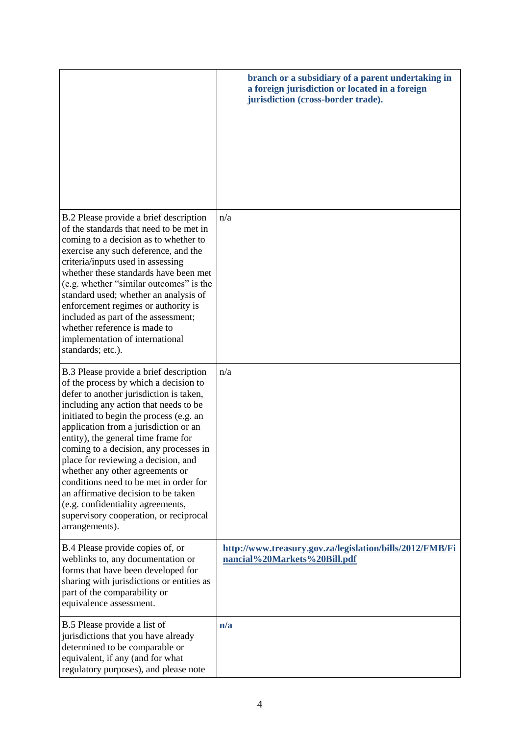| | |
|---|---|
| | **branch or a subsidiary of a parent undertaking in a foreign jurisdiction or located in a foreign jurisdiction (cross-border trade).** |
| B.2 Please provide a brief description of the standards that need to be met in coming to a decision as to whether to exercise any such deference, and the criteria/inputs used in assessing whether these standards have been met (e.g. whether "similar outcomes" is the standard used; whether an analysis of enforcement regimes or authority is included as part of the assessment; whether reference is made to implementation of international standards; etc.). | n/a |
| B.3 Please provide a brief description of the process by which a decision to defer to another jurisdiction is taken, including any action that needs to be initiated to begin the process (e.g. an application from a jurisdiction or an entity), the general time frame for coming to a decision, any processes in place for reviewing a decision, and whether any other agreements or conditions need to be met in order for an affirmative decision to be taken (e.g. confidentiality agreements, supervisory cooperation, or reciprocal arrangements). | n/a |
| B.4 Please provide copies of, or weblinks to, any documentation or forms that have been developed for sharing with jurisdictions or entities as part of the comparability or equivalence assessment. | **http://www.treasury.gov.za/legislation/bills/2012/FMB/Financial%20Markets%20Bill.pdf** |
| B.5 Please provide a list of jurisdictions that you have already determined to be comparable or equivalent, if any (and for what regulatory purposes), and please note | **n/a** |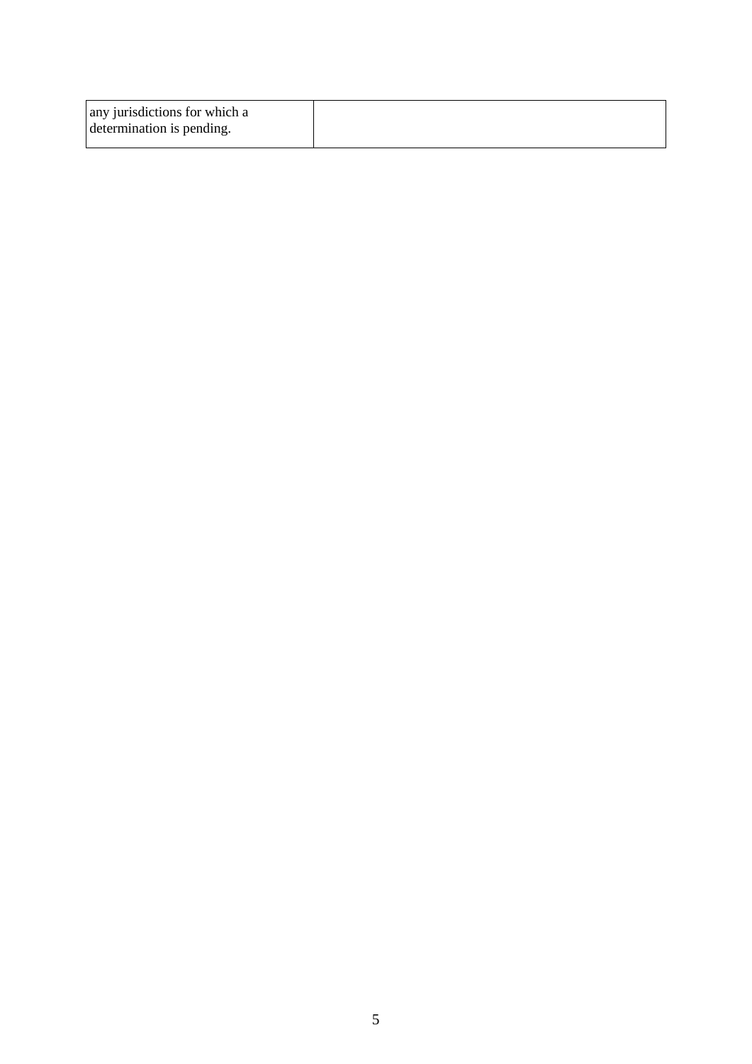| | |
|---|---|
| any jurisdictions for which a determination is pending. | |